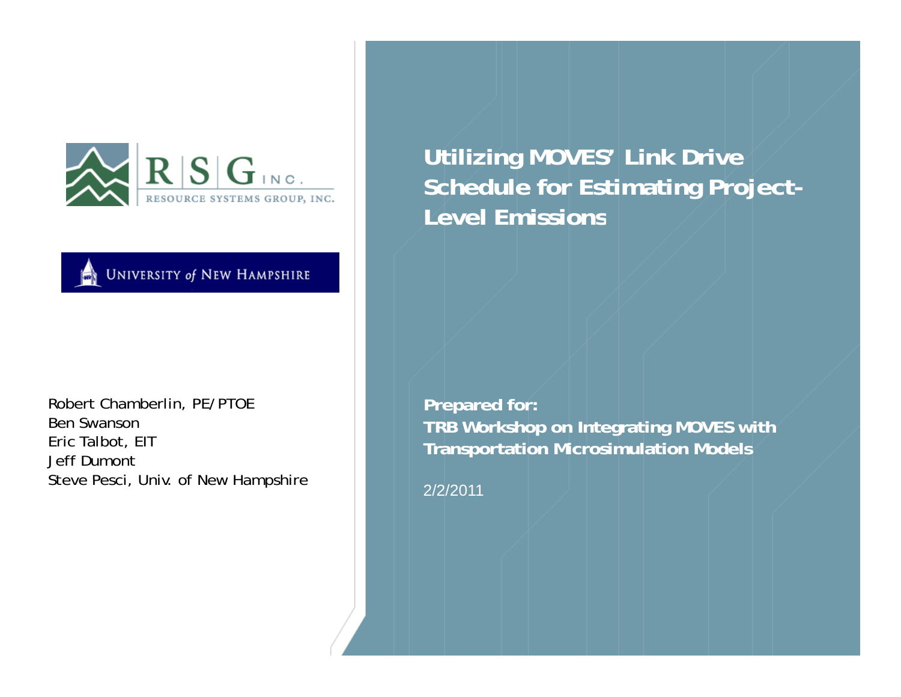# Utilizing MOVES' Link Drive Schedule for Estimating Project-Level Emissions

Robert Chamberlin, PE/PTOE
Ben Swanson
Eric Talbot, EIT
Jeff Dumont
Steve Pesci, Univ. of New Hampshire

**Prepared for:**
**TRB Workshop on Integrating MOVES with Transportation Microsimulation Models**

2/2/2011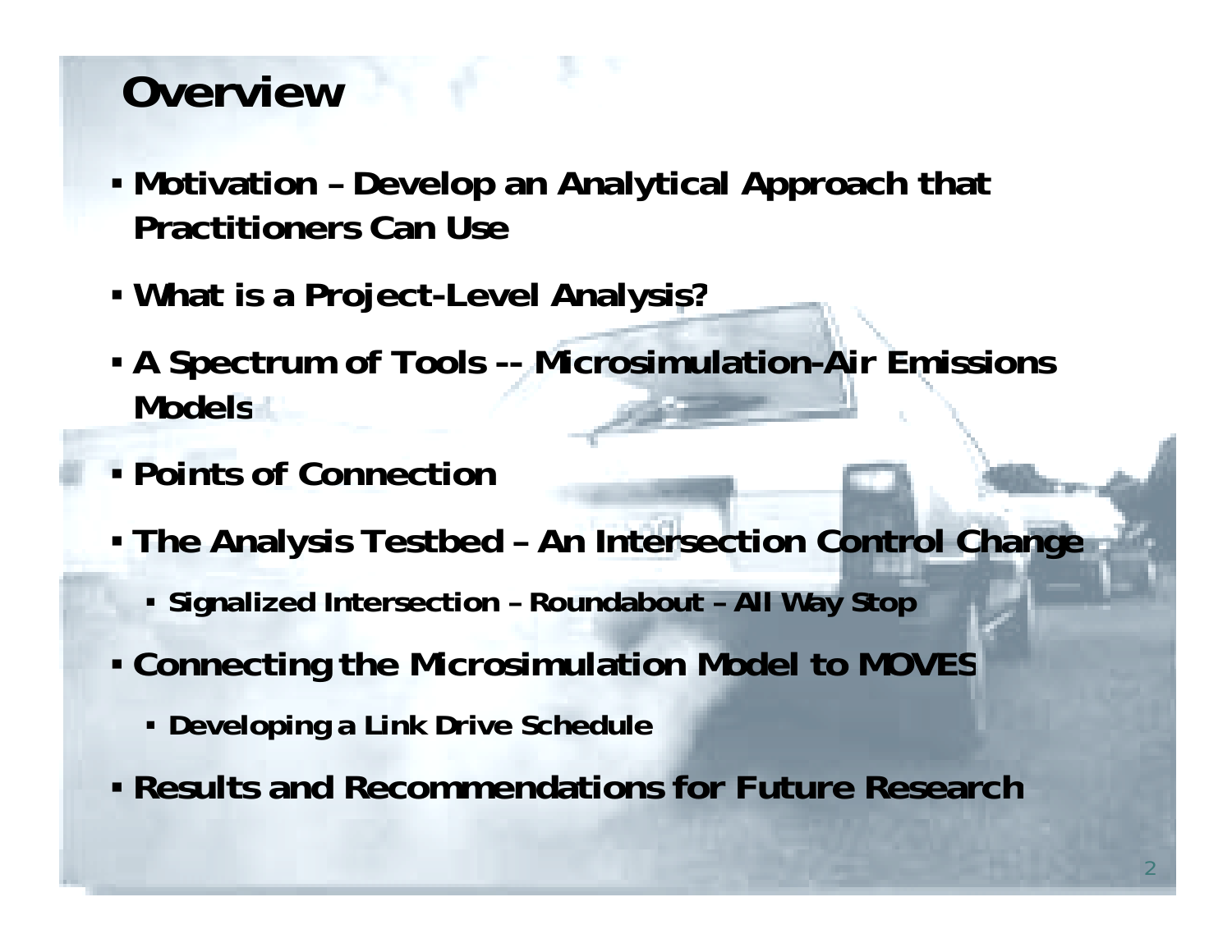# Overview

- Motivation – Develop an Analytical Approach that Practitioners Can Use
- What is a Project-Level Analysis?
- A Spectrum of Tools -- Microsimulation-Air Emissions Models
- Points of Connection
- The Analysis Testbed – An Intersection Control Change
  - Signalized Intersection – Roundabout – All Way Stop
- Connecting the Microsimulation Model to MOVES
  - Developing a Link Drive Schedule
- Results and Recommendations for Future Research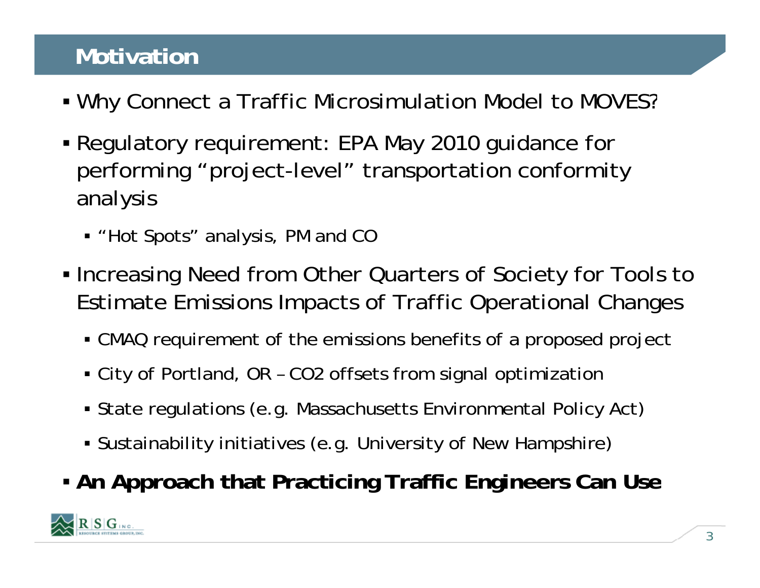# Motivation

- Why Connect a Traffic Microsimulation Model to MOVES?
- Regulatory requirement: EPA May 2010 guidance for performing "project-level" transportation conformity analysis
  - "Hot Spots" analysis, PM and CO
- Increasing Need from Other Quarters of Society for Tools to Estimate Emissions Impacts of Traffic Operational Changes
  - CMAQ requirement of the emissions benefits of a proposed project
  - City of Portland, OR – $CO_2$ offsets from signal optimization
  - State regulations (e.g. Massachusetts Environmental Policy Act)
  - Sustainability initiatives (e.g. University of New Hampshire)
- **An Approach that Practicing Traffic Engineers Can Use**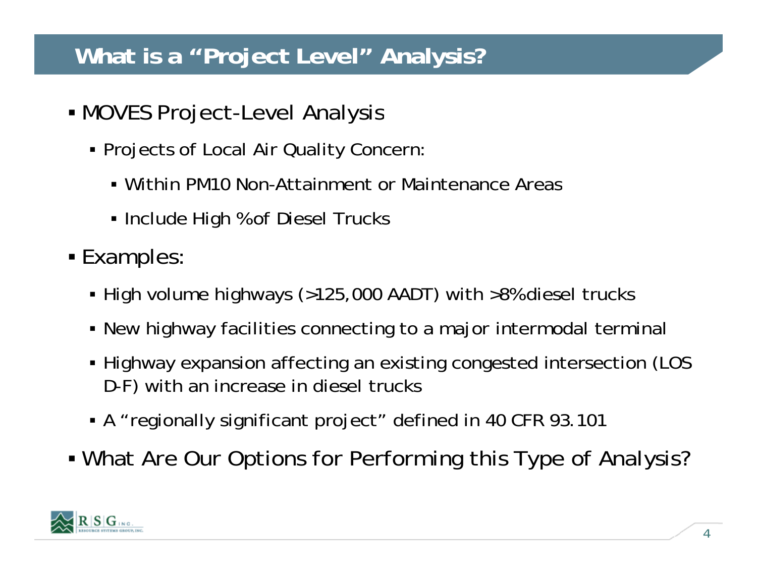# What is a "Project Level" Analysis?

- MOVES Project-Level Analysis
  - Projects of Local Air Quality Concern:
    - Within PM10 Non-Attainment or Maintenance Areas
    - Include High % of Diesel Trucks
- Examples:
  - High volume highways (>125,000 AADT) with >8% diesel trucks
  - New highway facilities connecting to a major intermodal terminal
  - Highway expansion affecting an existing congested intersection (LOS D-F) with an increase in diesel trucks
  - A "regionally significant project" defined in 40 CFR 93.101
- What Are Our Options for Performing this Type of Analysis?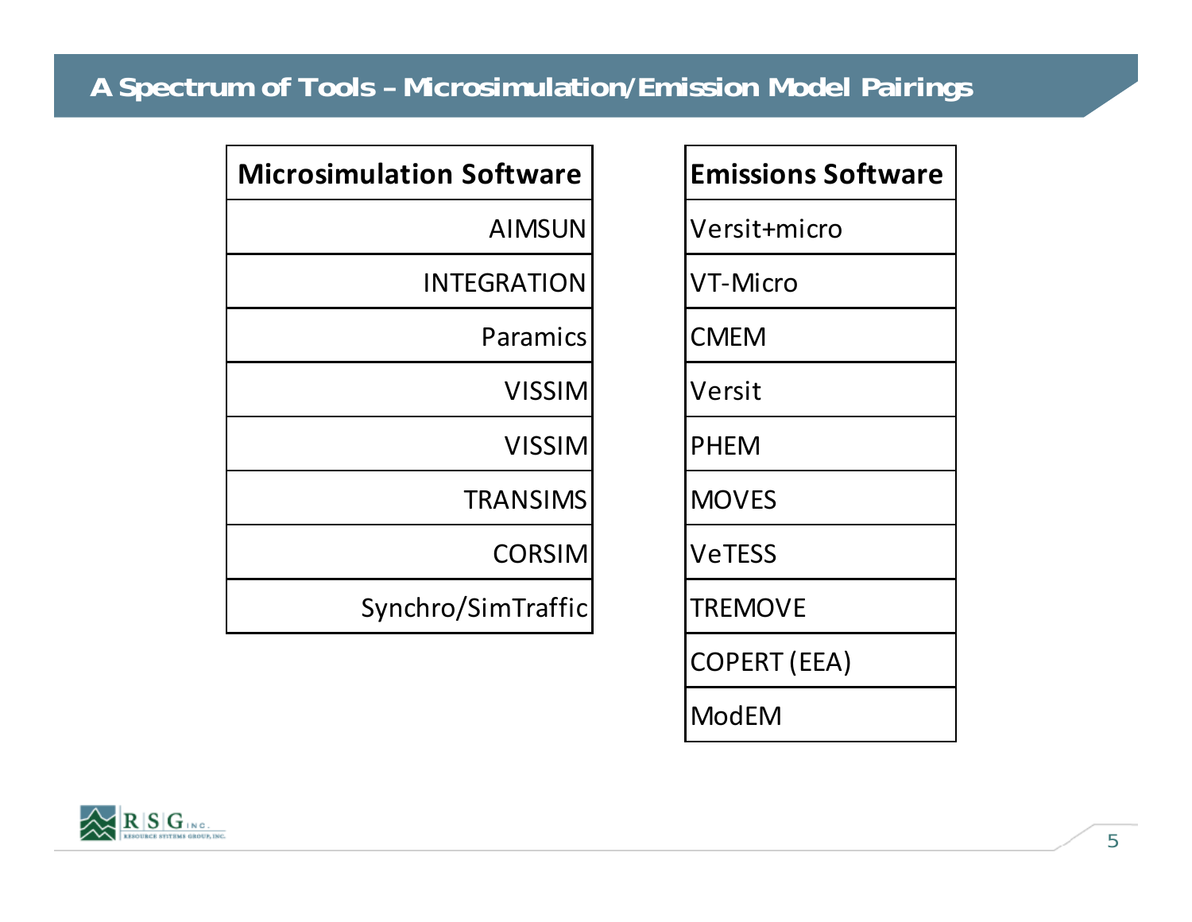# A Spectrum of Tools – Microsimulation/Emission Model Pairings

| Microsimulation Software |
| --- |
| AIMSUN |
| INTEGRATION |
| Paramics |
| VISSIM |
| VISSIM |
| TRANSIMS |
| CORSIM |
| Synchro/SimTraffic |

| Emissions Software |
| --- |
| Versit+micro |
| VT-Micro |
| CMEM |
| Versit |
| PHEM |
| MOVES |
| VeTESS |
| TREMOVE |
| COPERT (EEA) |
| ModEM |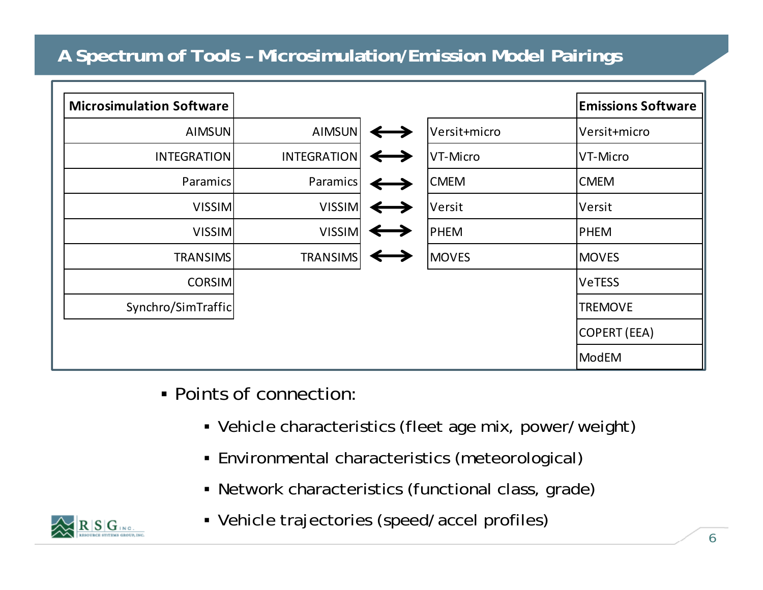# A Spectrum of Tools – Microsimulation/Emission Model Pairings

| Microsimulation Software | | | | Emissions Software |
|---|---|---|---|---|
| AIMSUN | AIMSUN | ⟷ | Versit+micro | Versit+micro |
| INTEGRATION | INTEGRATION | ⟷ | VT-Micro | VT-Micro |
| Paramics | Paramics | ⟷ | CMEM | CMEM |
| VISSIM | VISSIM | ⟷ | Versit | Versit |
| VISSIM | VISSIM | ⟷ | PHEM | PHEM |
| TRANSIMS | TRANSIMS | ⟷ | MOVES | MOVES |
| CORSIM | | | | VeTESS |
| Synchro/SimTraffic | | | | TREMOVE |
| | | | | COPERT (EEA) |
| | | | | ModEM |

- Points of connection:
  - Vehicle characteristics (fleet age mix, power/weight)
  - Environmental characteristics (meteorological)
  - Network characteristics (functional class, grade)
  - Vehicle trajectories (speed/accel profiles)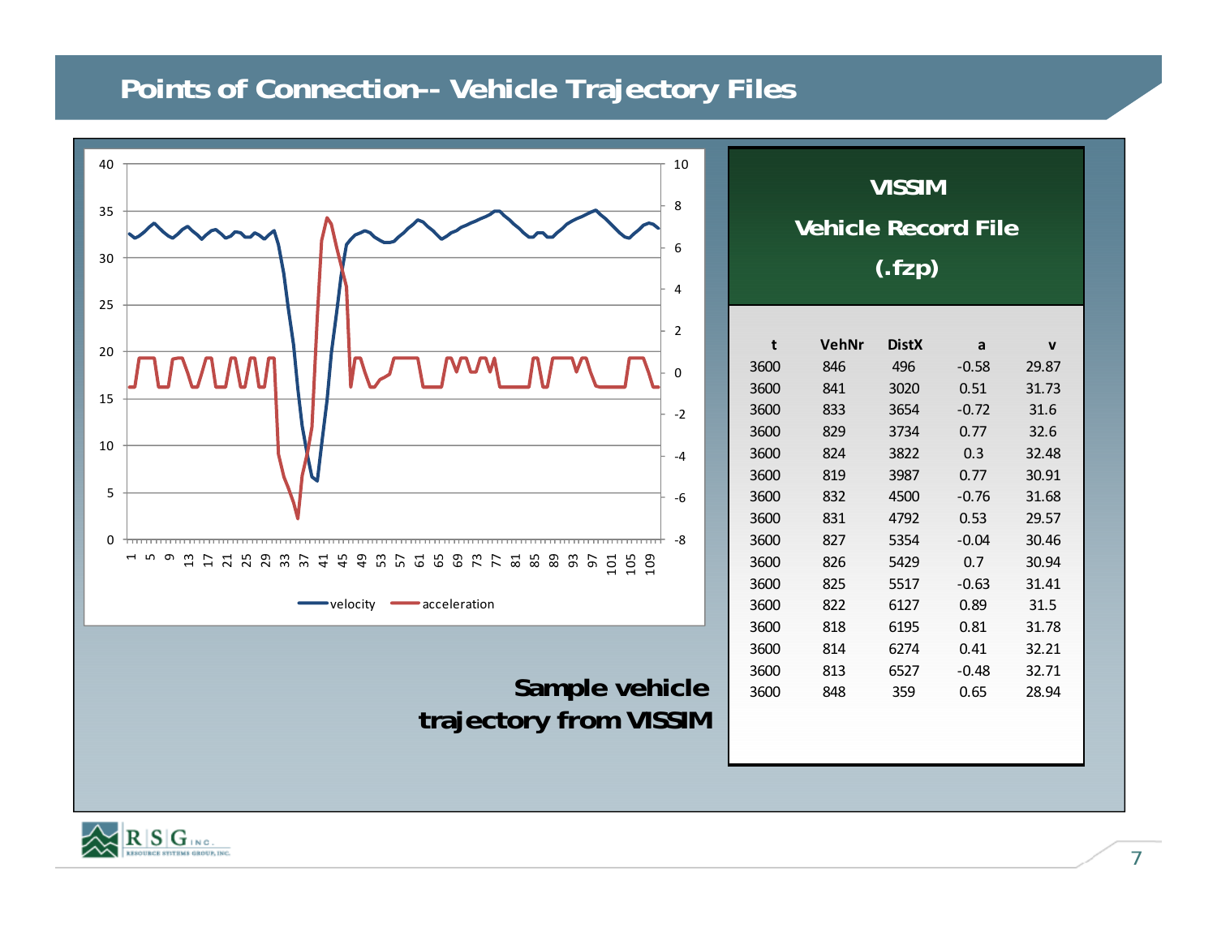# Points of Connection-- Vehicle Trajectory Files

**Sample vehicle trajectory from VISSIM**

**VISSIM**

**Vehicle Record File**

**(.fzp)**

| t | VehNr | DistX | a | v |
|---|---|---|---|---|
| 3600 | 846 | 496 | -0.58 | 29.87 |
| 3600 | 841 | 3020 | 0.51 | 31.73 |
| 3600 | 833 | 3654 | -0.72 | 31.6 |
| 3600 | 829 | 3734 | 0.77 | 32.6 |
| 3600 | 824 | 3822 | 0.3 | 32.48 |
| 3600 | 819 | 3987 | 0.77 | 30.91 |
| 3600 | 832 | 4500 | -0.76 | 31.68 |
| 3600 | 831 | 4792 | 0.53 | 29.57 |
| 3600 | 827 | 5354 | -0.04 | 30.46 |
| 3600 | 826 | 5429 | 0.7 | 30.94 |
| 3600 | 825 | 5517 | -0.63 | 31.41 |
| 3600 | 822 | 6127 | 0.89 | 31.5 |
| 3600 | 818 | 6195 | 0.81 | 31.78 |
| 3600 | 814 | 6274 | 0.41 | 32.21 |
| 3600 | 813 | 6527 | -0.48 | 32.71 |
| 3600 | 848 | 359 | 0.65 | 28.94 |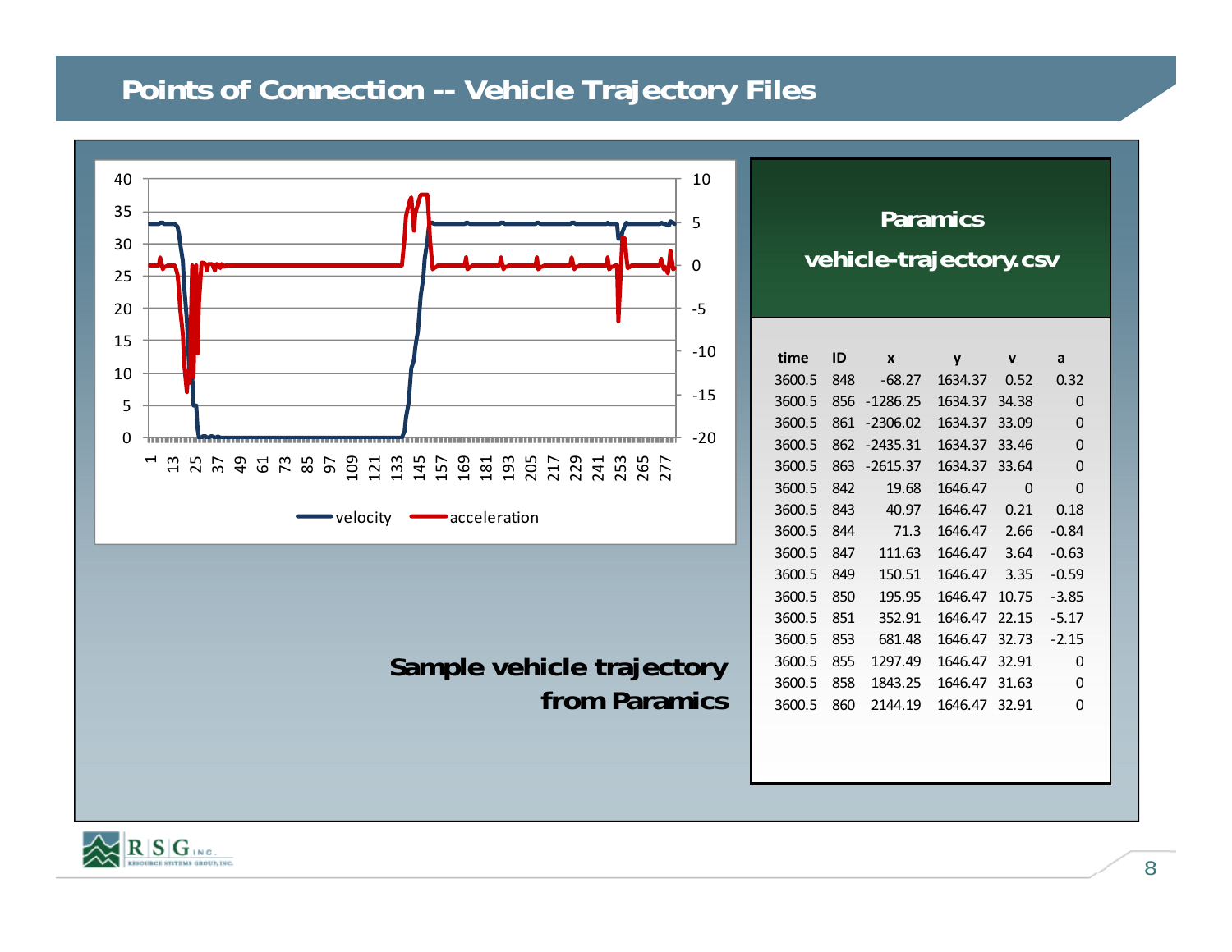# Points of Connection -- Vehicle Trajectory Files

**Sample vehicle trajectory from Paramics**

**Paramics vehicle-trajectory.csv**

| time | ID | x | y | v | a |
|---|---|---|---|---|---|
| 3600.5 | 848 | -68.27 | 1634.37 | 0.52 | 0.32 |
| 3600.5 | 856 | -1286.25 | 1634.37 | 34.38 | 0 |
| 3600.5 | 861 | -2306.02 | 1634.37 | 33.09 | 0 |
| 3600.5 | 862 | -2435.31 | 1634.37 | 33.46 | 0 |
| 3600.5 | 863 | -2615.37 | 1634.37 | 33.64 | 0 |
| 3600.5 | 842 | 19.68 | 1646.47 | 0 | 0 |
| 3600.5 | 843 | 40.97 | 1646.47 | 0.21 | 0.18 |
| 3600.5 | 844 | 71.3 | 1646.47 | 2.66 | -0.84 |
| 3600.5 | 847 | 111.63 | 1646.47 | 3.64 | -0.63 |
| 3600.5 | 849 | 150.51 | 1646.47 | 3.35 | -0.59 |
| 3600.5 | 850 | 195.95 | 1646.47 | 10.75 | -3.85 |
| 3600.5 | 851 | 352.91 | 1646.47 | 22.15 | -5.17 |
| 3600.5 | 853 | 681.48 | 1646.47 | 32.73 | -2.15 |
| 3600.5 | 855 | 1297.49 | 1646.47 | 32.91 | 0 |
| 3600.5 | 858 | 1843.25 | 1646.47 | 31.63 | 0 |
| 3600.5 | 860 | 2144.19 | 1646.47 | 32.91 | 0 |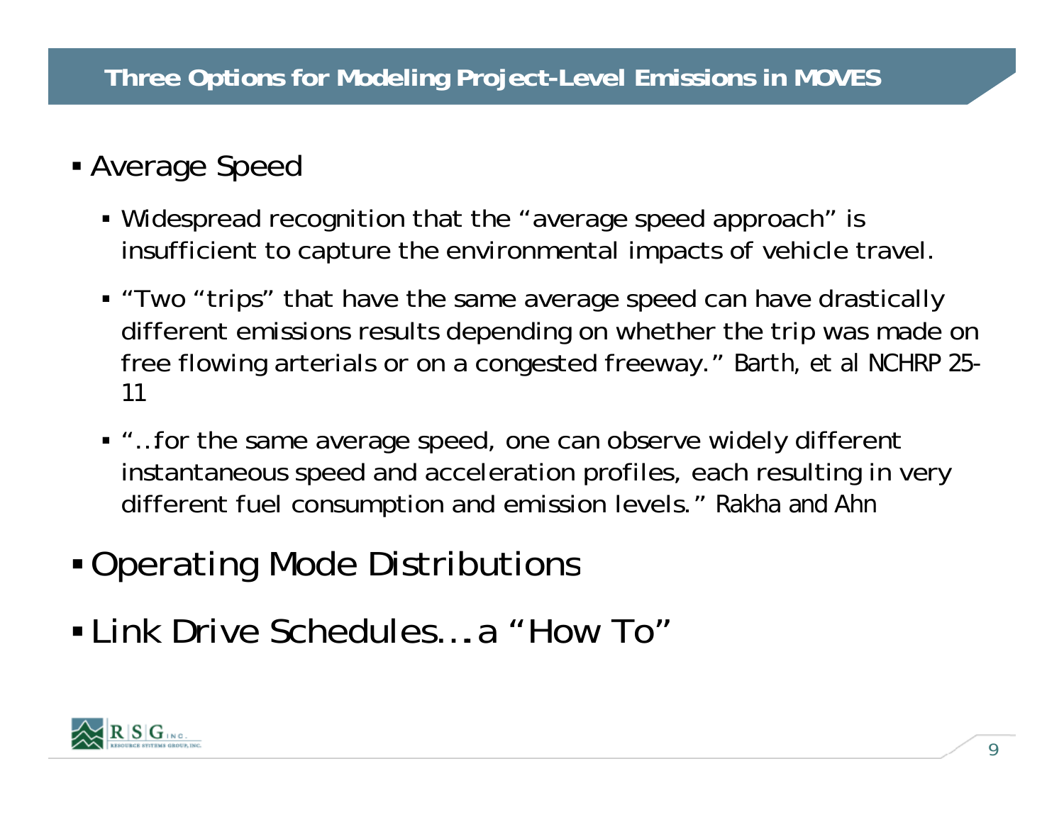# Three Options for Modeling Project-Level Emissions in MOVES

- Average Speed
  - Widespread recognition that the "average speed approach" is insufficient to capture the environmental impacts of vehicle travel.
  - "Two "trips" that have the same average speed can have drastically different emissions results depending on whether the trip was made on free flowing arterials or on a congested freeway." Barth, et al NCHRP 25-11
  - "…for the same average speed, one can observe widely different instantaneous speed and acceleration profiles, each resulting in very different fuel consumption and emission levels." Rakha and Ahn
- Operating Mode Distributions
- Link Drive Schedules…a "How To"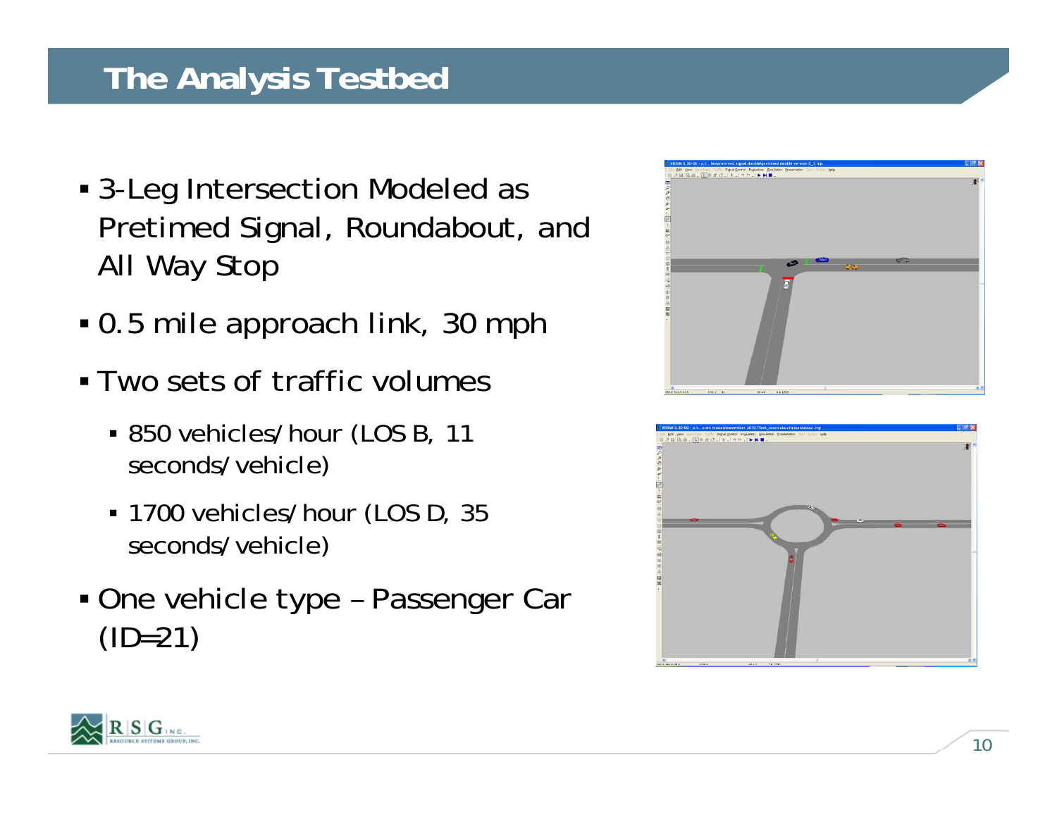# The Analysis Testbed

- 3-Leg Intersection Modeled as Pretimed Signal, Roundabout, and All Way Stop
- 0.5 mile approach link, 30 mph
- Two sets of traffic volumes
  - 850 vehicles/hour (LOS B, 11 seconds/vehicle)
  - 1700 vehicles/hour (LOS D, 35 seconds/vehicle)
- One vehicle type – Passenger Car (ID=21)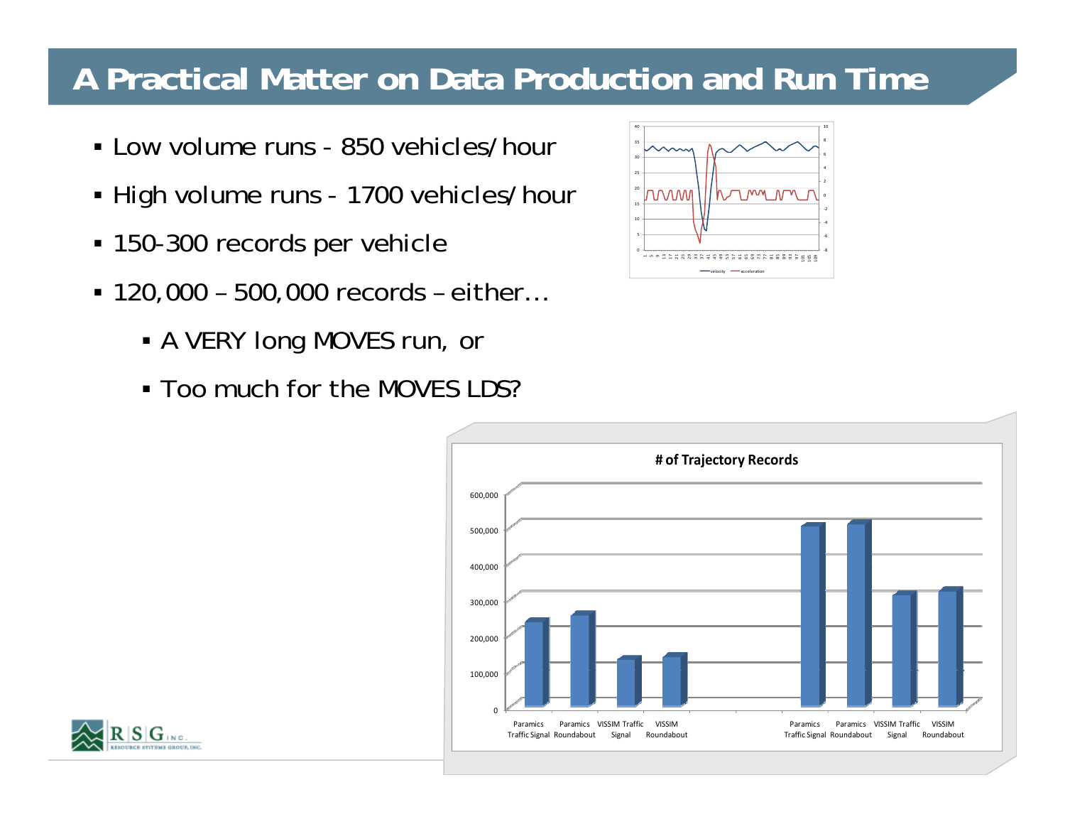# A Practical Matter on Data Production and Run Time

- Low volume runs - 850 vehicles/hour
- High volume runs - 1700 vehicles/hour
- 150-300 records per vehicle
- 120,000 – 500,000 records – either…
  - A VERY long MOVES run, or
  - Too much for the MOVES LDS?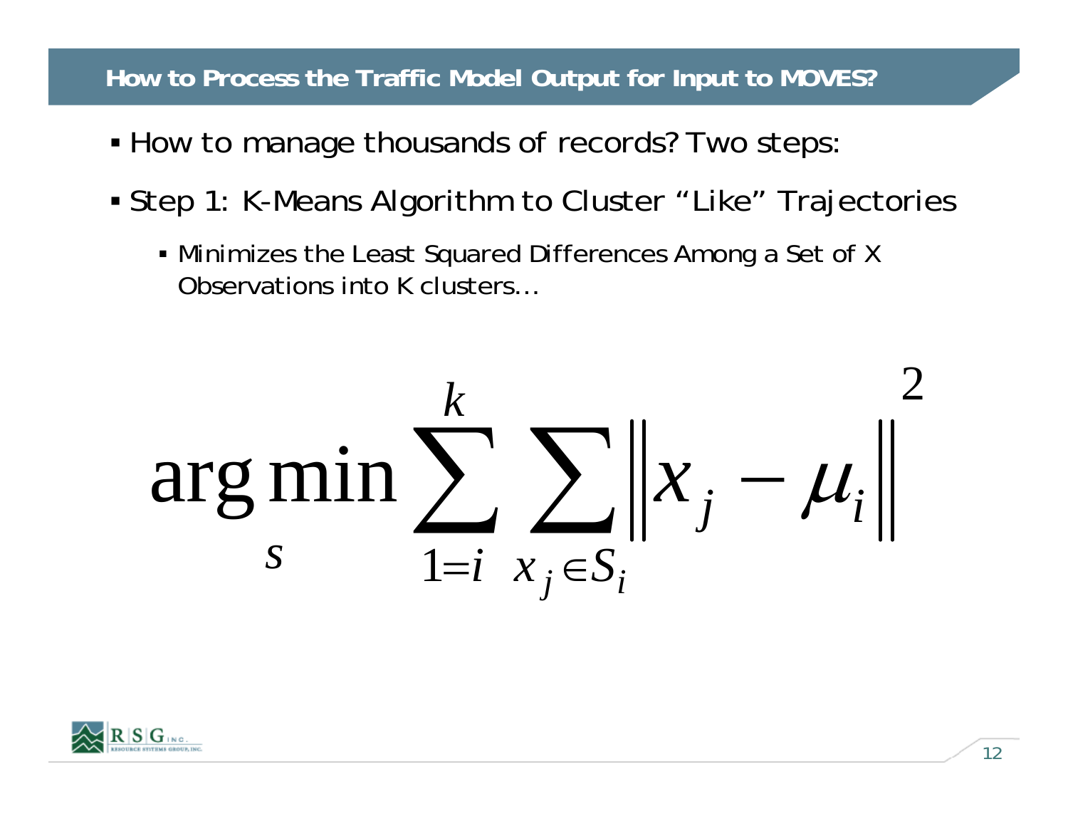## How to Process the Traffic Model Output for Input to MOVES?

- How to manage thousands of records? Two steps:
- Step 1: K-Means Algorithm to Cluster "Like" Trajectories
  - Minimizes the Least Squared Differences Among a Set of X Observations into K clusters…

$$\arg\min_{S} \sum_{1=i}^{k} \sum_{x_j \in S_i} \left\| x_j - \mu_i \right\|^2$$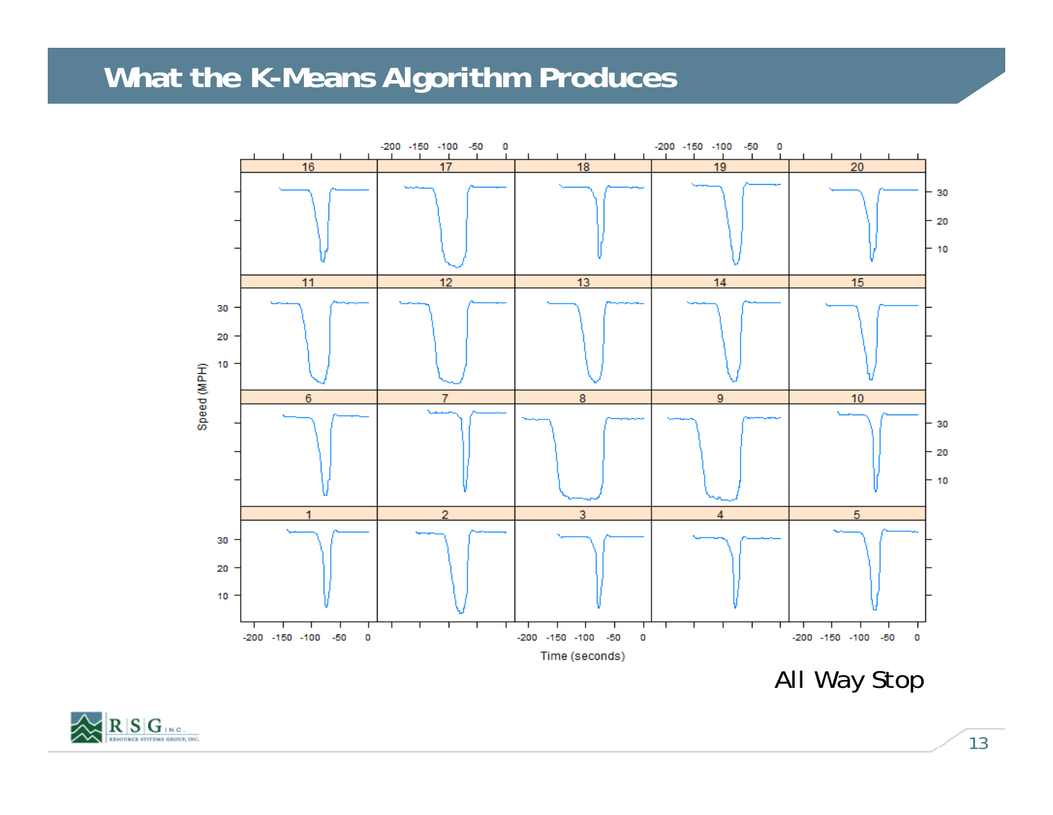# What the K-Means Algorithm Produces

All Way Stop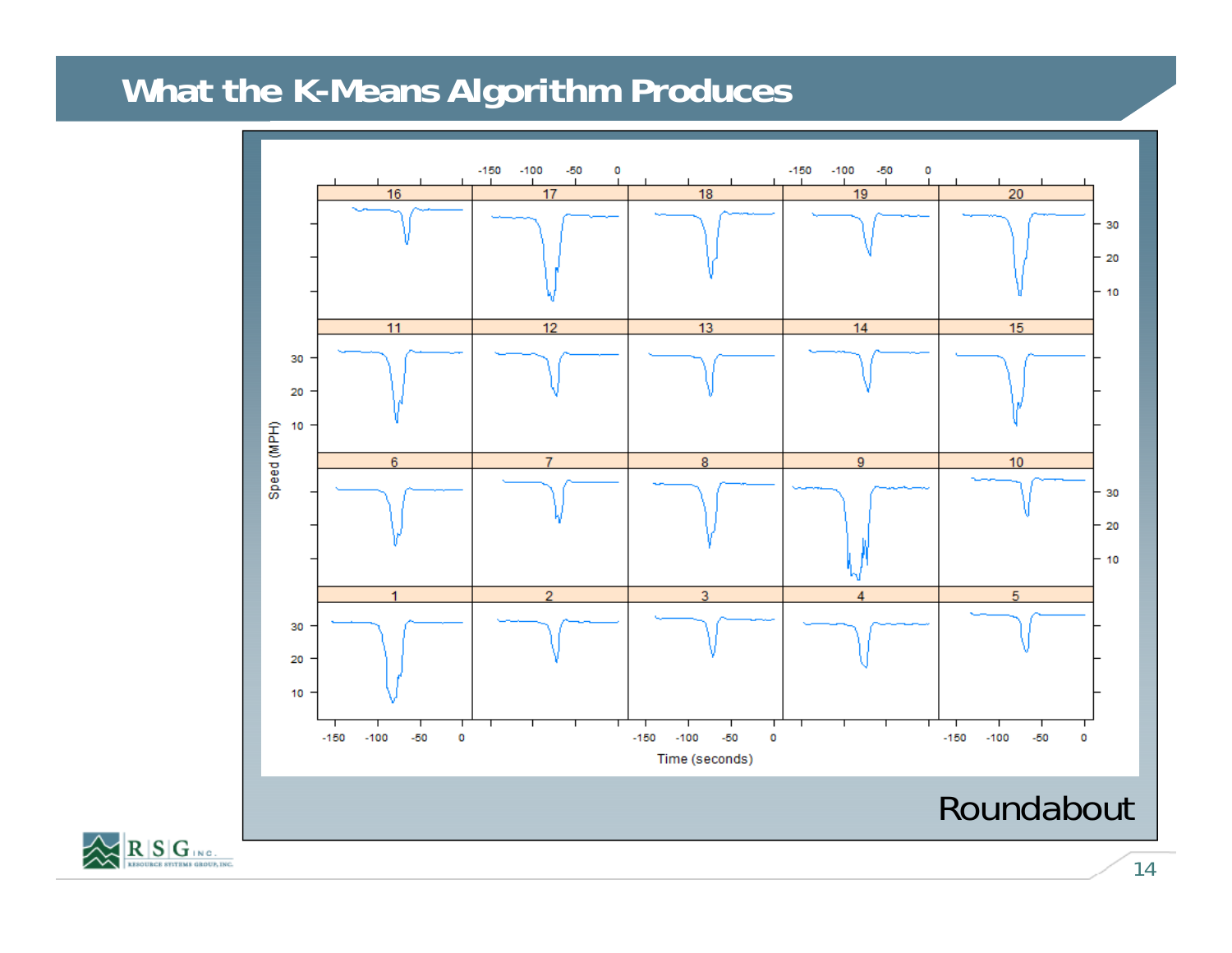# What the K-Means Algorithm Produces

Roundabout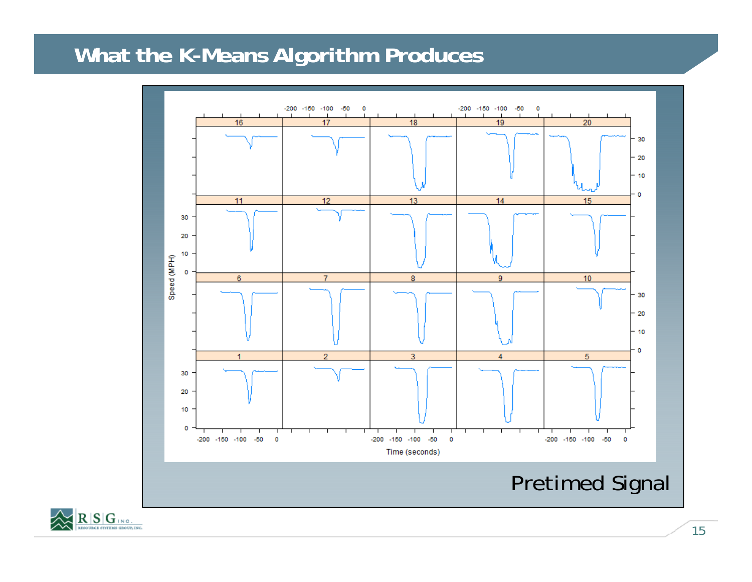# What the K-Means Algorithm Produces

Pretimed Signal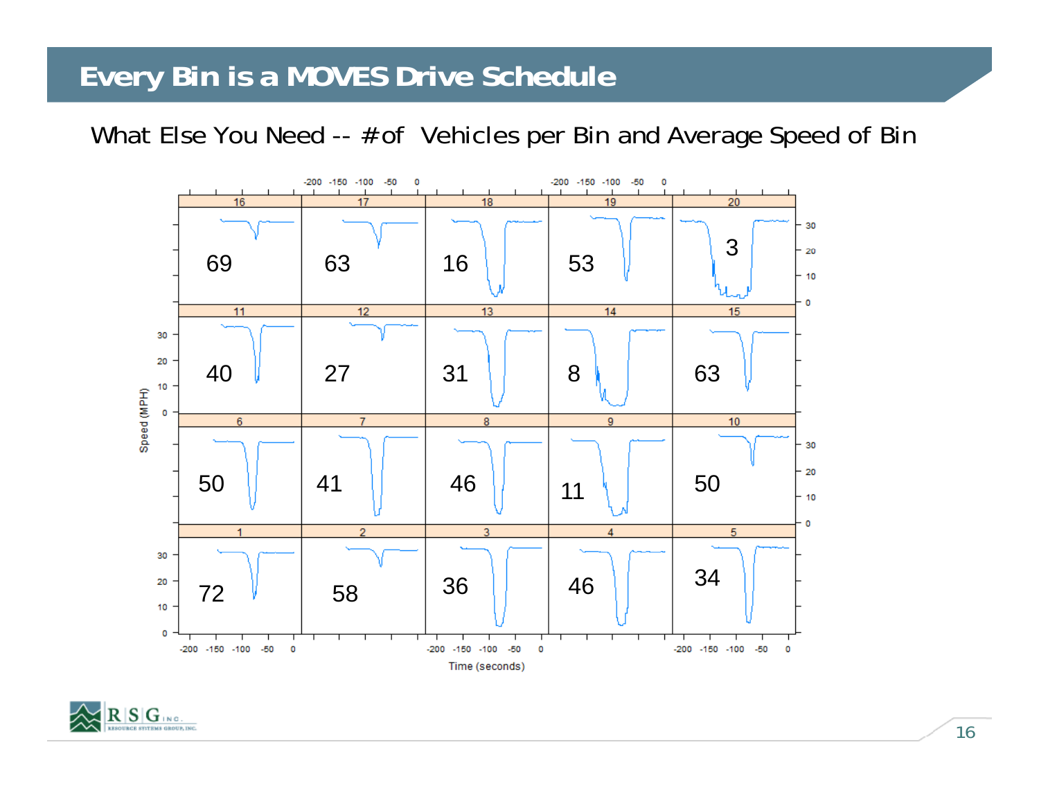# Every Bin is a MOVES Drive Schedule

What Else You Need -- # of Vehicles per Bin and Average Speed of Bin

| Bin | Count |
| --- | --- |
| 16 | 69 |
| 17 | 63 |
| 18 | 16 |
| 19 | 53 |
| 20 | 3 |
| 11 | 40 |
| 12 | 27 |
| 13 | 31 |
| 14 | 8 |
| 15 | 63 |
| 6 | 50 |
| 7 | 41 |
| 8 | 46 |
| 9 | 11 |
| 10 | 50 |
| 1 | 72 |
| 2 | 58 |
| 3 | 36 |
| 4 | 46 |
| 5 | 34 |

Speed (MPH)

Time (seconds)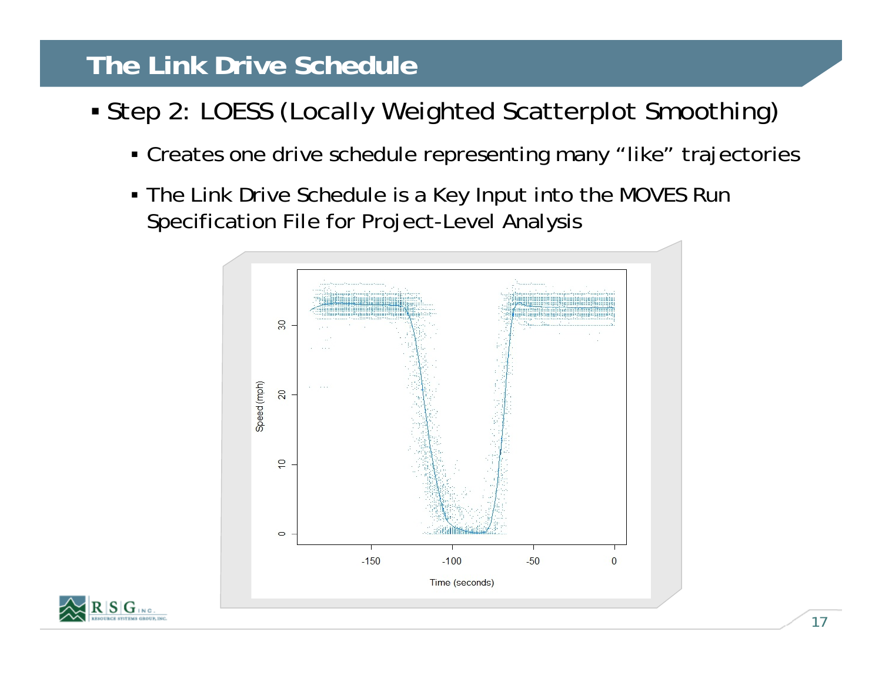# The Link Drive Schedule

- Step 2: LOESS (Locally Weighted Scatterplot Smoothing)
  - Creates one drive schedule representing many "like" trajectories
  - The Link Drive Schedule is a Key Input into the MOVES Run Specification File for Project-Level Analysis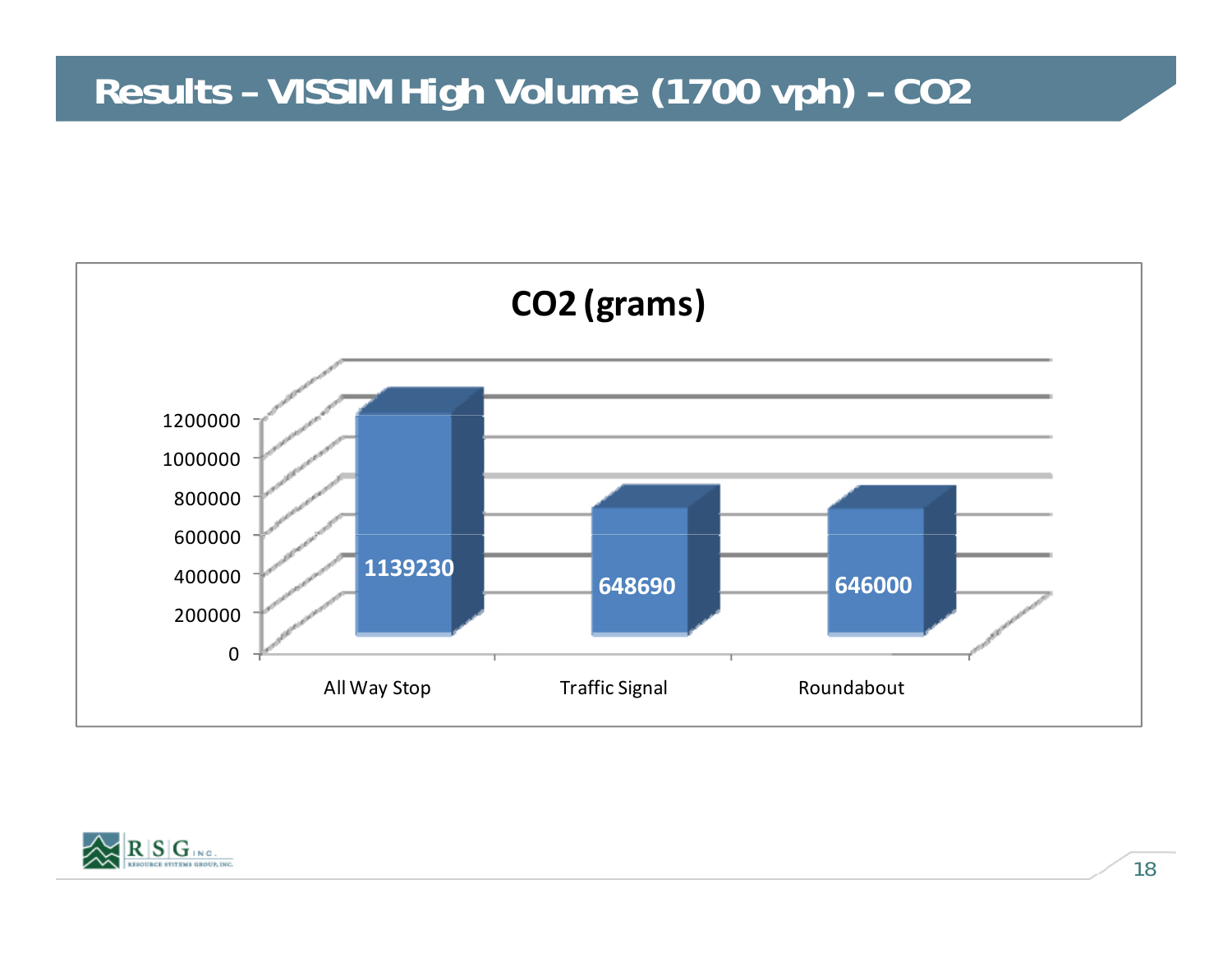# Results – VISSIM High Volume (1700 vph) – $CO_2$

**$CO_2$ (grams)**

| | $CO_2$ (grams) |
|---|---|
| All Way Stop | 1139230 |
| Traffic Signal | 648690 |
| Roundabout | 646000 |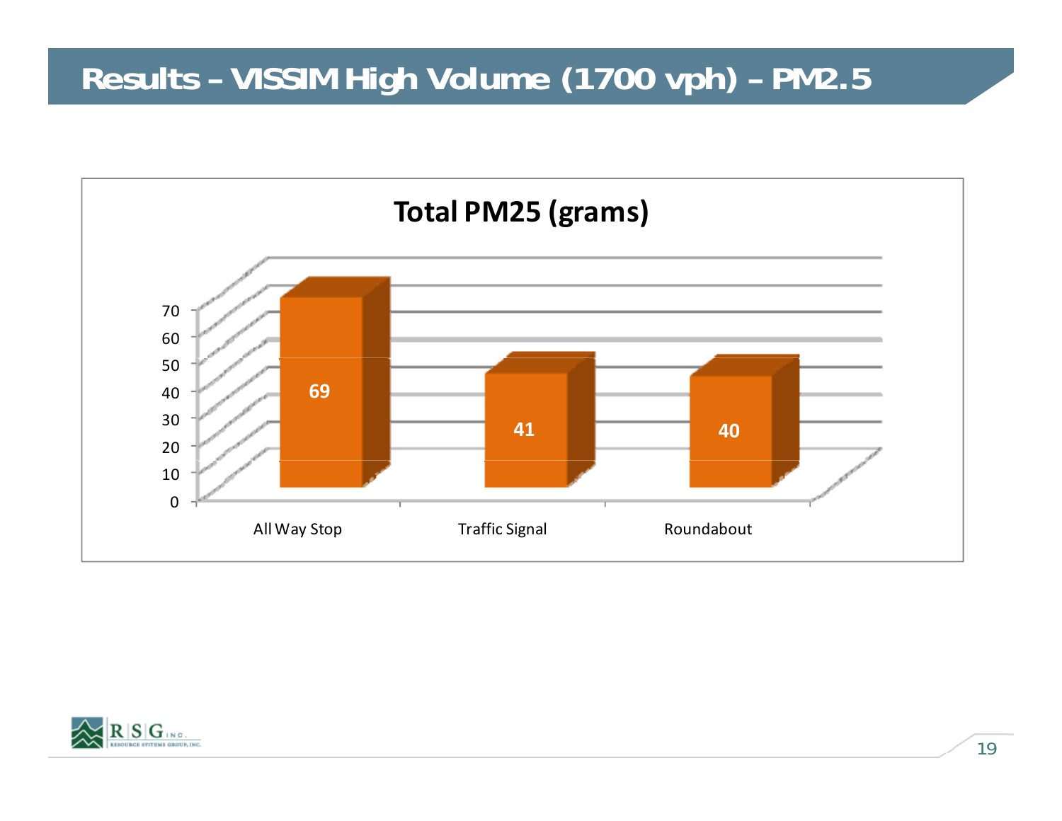# Results – VISSIM High Volume (1700 vph) – PM2.5

**Total PM25 (grams)**

| | All Way Stop | Traffic Signal | Roundabout |
|---|---|---|---|
| Total PM25 (grams) | 69 | 41 | 40 |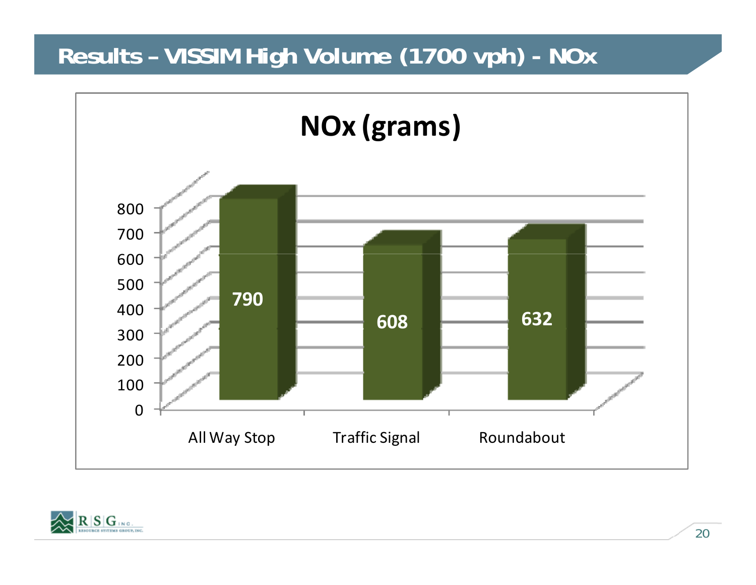# Results – VISSIM High Volume (1700 vph) - NOx

## NOx (grams)

| | NOx (grams) |
|---|---|
| All Way Stop | 790 |
| Traffic Signal | 608 |
| Roundabout | 632 |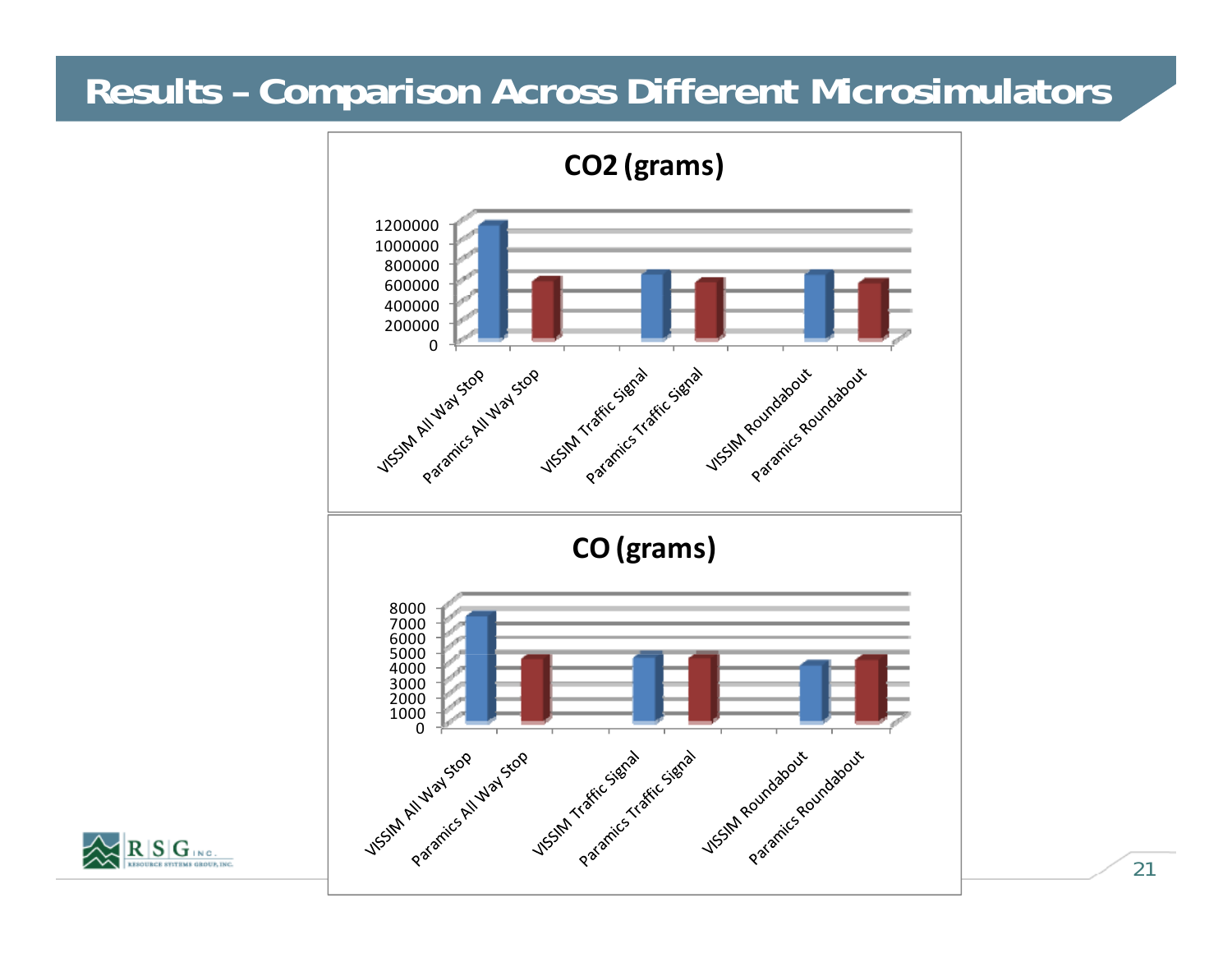# Results – Comparison Across Different Microsimulators

**$CO_2$ (grams)**

1200000
1000000
800000
600000
400000
200000
0

VISSIM All Way Stop
Paramics All Way Stop
VISSIM Traffic Signal
Paramics Traffic Signal
VISSIM Roundabout
Paramics Roundabout

**CO (grams)**

8000
7000
6000
5000
4000
3000
2000
1000
0

VISSIM All Way Stop
Paramics All Way Stop
VISSIM Traffic Signal
Paramics Traffic Signal
VISSIM Roundabout
Paramics Roundabout

RSG INC.
RESOURCE SYSTEMS GROUP, INC.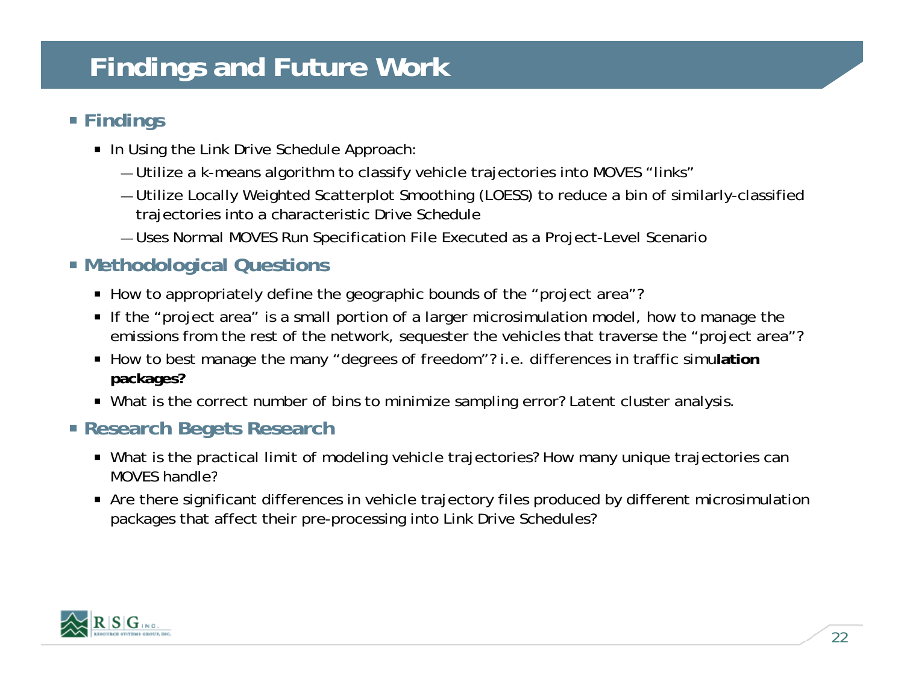# Findings and Future Work

- **Findings**
  - In Using the Link Drive Schedule Approach:
    - — Utilize a k-means algorithm to classify vehicle trajectories into MOVES "links"
    - — Utilize Locally Weighted Scatterplot Smoothing (LOESS) to reduce a bin of similarly-classified trajectories into a characteristic Drive Schedule
    - — Uses Normal MOVES Run Specification File Executed as a Project-Level Scenario
- **Methodological Questions**
  - How to appropriately define the geographic bounds of the "project area"?
  - If the "project area" is a small portion of a larger microsimulation model, how to manage the emissions from the rest of the network, sequester the vehicles that traverse the "project area"?
  - How to best manage the many "degrees of freedom"? i.e. differences in traffic simu**lation packages?**
  - What is the correct number of bins to minimize sampling error? Latent cluster analysis.
- **Research Begets Research**
  - What is the practical limit of modeling vehicle trajectories? How many unique trajectories can MOVES handle?
  - Are there significant differences in vehicle trajectory files produced by different microsimulation packages that affect their pre-processing into Link Drive Schedules?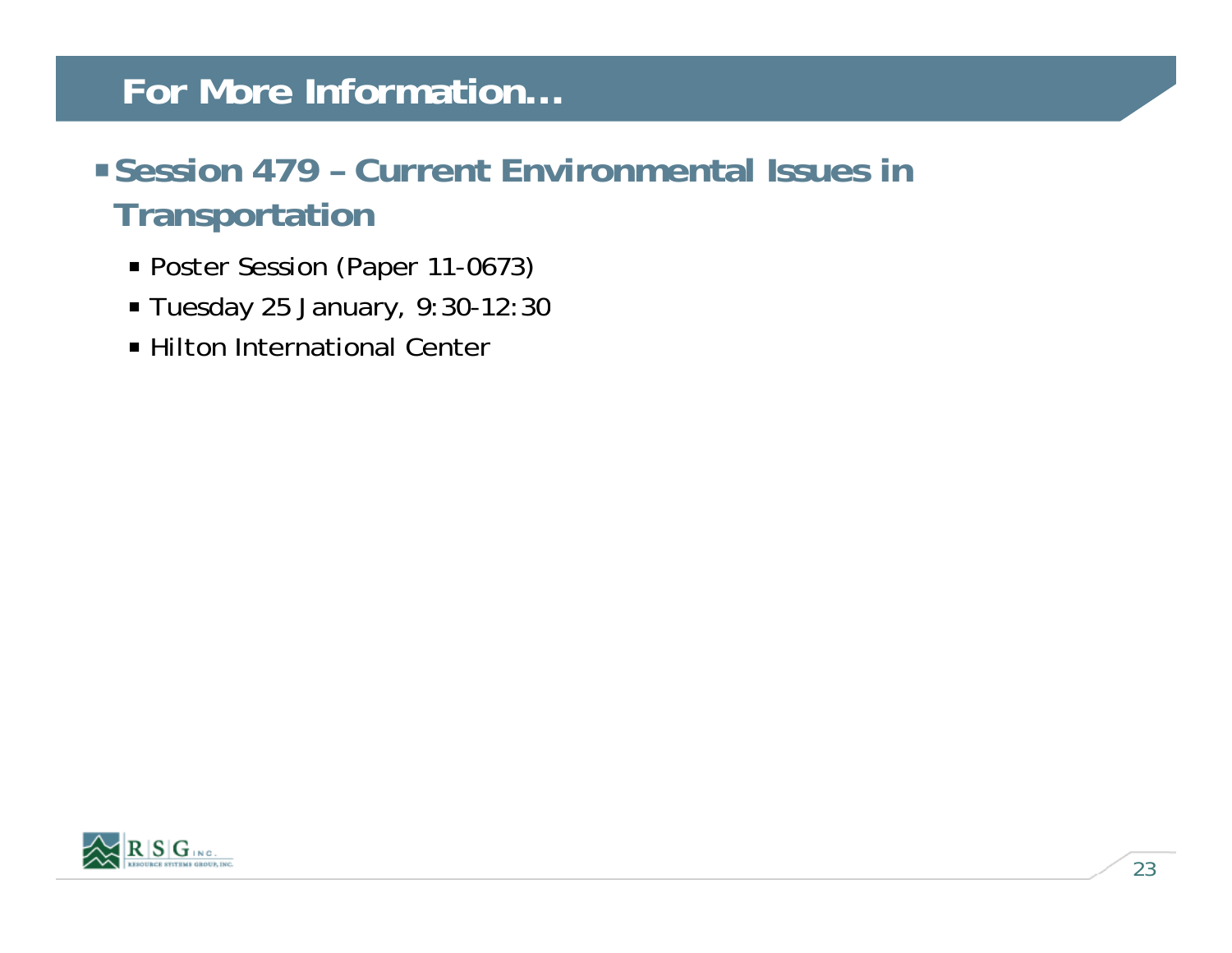# For More Information…

- **Session 479 – Current Environmental Issues in Transportation**
  - Poster Session (Paper 11-0673)
  - Tuesday 25 January, 9:30-12:30
  - Hilton International Center